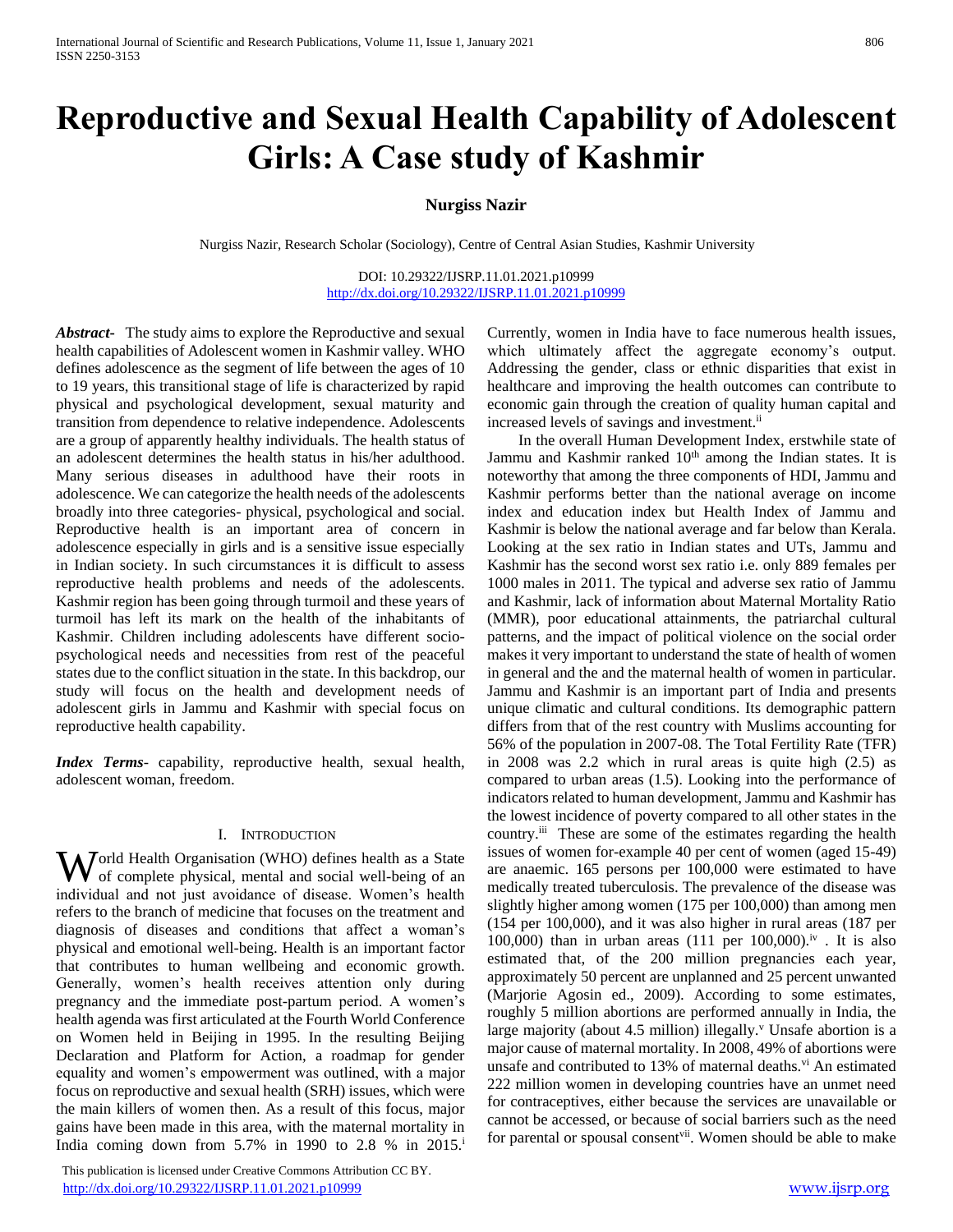# Reproductive and Sexual Health Capability of Adolescent Girls: A Case study of Kashmir

**Nurgiss Nazir**

Nurgiss Nazir, Research Scholar (Sociology), Centre of Central Asian Studies, Kashmir University

DOI: 10.29322/IJSRP.11.01.2021.p10999
http://dx.doi.org/10.29322/IJSRP.11.01.2021.p10999

***Abstract***- The study aims to explore the Reproductive and sexual health capabilities of Adolescent women in Kashmir valley. WHO defines adolescence as the segment of life between the ages of 10 to 19 years, this transitional stage of life is characterized by rapid physical and psychological development, sexual maturity and transition from dependence to relative independence. Adolescents are a group of apparently healthy individuals. The health status of an adolescent determines the health status in his/her adulthood. Many serious diseases in adulthood have their roots in adolescence. We can categorize the health needs of the adolescents broadly into three categories- physical, psychological and social. Reproductive health is an important area of concern in adolescence especially in girls and is a sensitive issue especially in Indian society. In such circumstances it is difficult to assess reproductive health problems and needs of the adolescents. Kashmir region has been going through turmoil and these years of turmoil has left its mark on the health of the inhabitants of Kashmir. Children including adolescents have different socio-psychological needs and necessities from rest of the peaceful states due to the conflict situation in the state. In this backdrop, our study will focus on the health and development needs of adolescent girls in Jammu and Kashmir with special focus on reproductive health capability.

***Index Terms***- capability, reproductive health, sexual health, adolescent woman, freedom.

## I. Introduction

World Health Organisation (WHO) defines health as a State of complete physical, mental and social well-being of an individual and not just avoidance of disease. Women's health refers to the branch of medicine that focuses on the treatment and diagnosis of diseases and conditions that affect a woman's physical and emotional well-being. Health is an important factor that contributes to human wellbeing and economic growth. Generally, women's health receives attention only during pregnancy and the immediate post-partum period. A women's health agenda was first articulated at the Fourth World Conference on Women held in Beijing in 1995. In the resulting Beijing Declaration and Platform for Action, a roadmap for gender equality and women's empowerment was outlined, with a major focus on reproductive and sexual health (SRH) issues, which were the main killers of women then. As a result of this focus, major gains have been made in this area, with the maternal mortality in India coming down from 5.7% in 1990 to 2.8 % in 2015.[i] Currently, women in India have to face numerous health issues, which ultimately affect the aggregate economy's output. Addressing the gender, class or ethnic disparities that exist in healthcare and improving the health outcomes can contribute to economic gain through the creation of quality human capital and increased levels of savings and investment.[ii]

In the overall Human Development Index, erstwhile state of Jammu and Kashmir ranked 10th among the Indian states. It is noteworthy that among the three components of HDI, Jammu and Kashmir performs better than the national average on income index and education index but Health Index of Jammu and Kashmir is below the national average and far below than Kerala. Looking at the sex ratio in Indian states and UTs, Jammu and Kashmir has the second worst sex ratio i.e. only 889 females per 1000 males in 2011. The typical and adverse sex ratio of Jammu and Kashmir, lack of information about Maternal Mortality Ratio (MMR), poor educational attainments, the patriarchal cultural patterns, and the impact of political violence on the social order makes it very important to understand the state of health of women in general and the and the maternal health of women in particular. Jammu and Kashmir is an important part of India and presents unique climatic and cultural conditions. Its demographic pattern differs from that of the rest country with Muslims accounting for 56% of the population in 2007-08. The Total Fertility Rate (TFR) in 2008 was 2.2 which in rural areas is quite high (2.5) as compared to urban areas (1.5). Looking into the performance of indicators related to human development, Jammu and Kashmir has the lowest incidence of poverty compared to all other states in the country.[iii] These are some of the estimates regarding the health issues of women for-example 40 per cent of women (aged 15-49) are anaemic. 165 persons per 100,000 were estimated to have medically treated tuberculosis. The prevalence of the disease was slightly higher among women (175 per 100,000) than among men (154 per 100,000), and it was also higher in rural areas (187 per 100,000) than in urban areas (111 per 100,000).[iv] . It is also estimated that, of the 200 million pregnancies each year, approximately 50 percent are unplanned and 25 percent unwanted (Marjorie Agosin ed., 2009). According to some estimates, roughly 5 million abortions are performed annually in India, the large majority (about 4.5 million) illegally.[v] Unsafe abortion is a major cause of maternal mortality. In 2008, 49% of abortions were unsafe and contributed to 13% of maternal deaths.[vi] An estimated 222 million women in developing countries have an unmet need for contraceptives, either because the services are unavailable or cannot be accessed, or because of social barriers such as the need for parental or spousal consent[vii]. Women should be able to make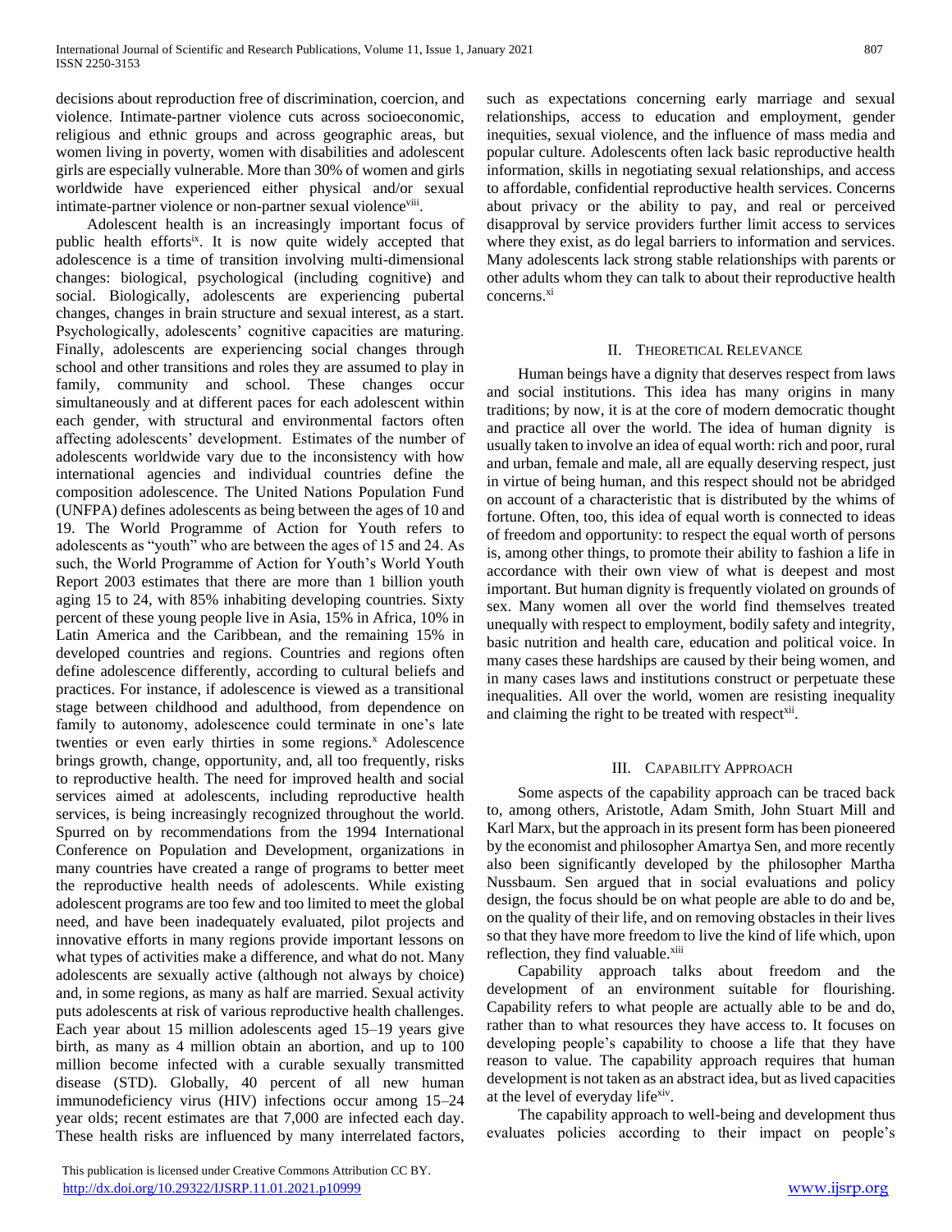decisions about reproduction free of discrimination, coercion, and violence. Intimate-partner violence cuts across socioeconomic, religious and ethnic groups and across geographic areas, but women living in poverty, women with disabilities and adolescent girls are especially vulnerable. More than 30% of women and girls worldwide have experienced either physical and/or sexual intimate-partner violence or non-partner sexual violence[viii].

Adolescent health is an increasingly important focus of public health efforts[ix]. It is now quite widely accepted that adolescence is a time of transition involving multi-dimensional changes: biological, psychological (including cognitive) and social. Biologically, adolescents are experiencing pubertal changes, changes in brain structure and sexual interest, as a start. Psychologically, adolescents' cognitive capacities are maturing. Finally, adolescents are experiencing social changes through school and other transitions and roles they are assumed to play in family, community and school. These changes occur simultaneously and at different paces for each adolescent within each gender, with structural and environmental factors often affecting adolescents' development. Estimates of the number of adolescents worldwide vary due to the inconsistency with how international agencies and individual countries define the composition adolescence. The United Nations Population Fund (UNFPA) defines adolescents as being between the ages of 10 and 19. The World Programme of Action for Youth refers to adolescents as "youth" who are between the ages of 15 and 24. As such, the World Programme of Action for Youth's World Youth Report 2003 estimates that there are more than 1 billion youth aging 15 to 24, with 85% inhabiting developing countries. Sixty percent of these young people live in Asia, 15% in Africa, 10% in Latin America and the Caribbean, and the remaining 15% in developed countries and regions. Countries and regions often define adolescence differently, according to cultural beliefs and practices. For instance, if adolescence is viewed as a transitional stage between childhood and adulthood, from dependence on family to autonomy, adolescence could terminate in one's late twenties or even early thirties in some regions.[x] Adolescence brings growth, change, opportunity, and, all too frequently, risks to reproductive health. The need for improved health and social services aimed at adolescents, including reproductive health services, is being increasingly recognized throughout the world. Spurred on by recommendations from the 1994 International Conference on Population and Development, organizations in many countries have created a range of programs to better meet the reproductive health needs of adolescents. While existing adolescent programs are too few and too limited to meet the global need, and have been inadequately evaluated, pilot projects and innovative efforts in many regions provide important lessons on what types of activities make a difference, and what do not. Many adolescents are sexually active (although not always by choice) and, in some regions, as many as half are married. Sexual activity puts adolescents at risk of various reproductive health challenges. Each year about 15 million adolescents aged 15–19 years give birth, as many as 4 million obtain an abortion, and up to 100 million become infected with a curable sexually transmitted disease (STD). Globally, 40 percent of all new human immunodeficiency virus (HIV) infections occur among 15–24 year olds; recent estimates are that 7,000 are infected each day. These health risks are influenced by many interrelated factors, such as expectations concerning early marriage and sexual relationships, access to education and employment, gender inequities, sexual violence, and the influence of mass media and popular culture. Adolescents often lack basic reproductive health information, skills in negotiating sexual relationships, and access to affordable, confidential reproductive health services. Concerns about privacy or the ability to pay, and real or perceived disapproval by service providers further limit access to services where they exist, as do legal barriers to information and services. Many adolescents lack strong stable relationships with parents or other adults whom they can talk to about their reproductive health concerns.[xi]

## II. Theoretical Relevance

Human beings have a dignity that deserves respect from laws and social institutions. This idea has many origins in many traditions; by now, it is at the core of modern democratic thought and practice all over the world. The idea of human dignity is usually taken to involve an idea of equal worth: rich and poor, rural and urban, female and male, all are equally deserving respect, just in virtue of being human, and this respect should not be abridged on account of a characteristic that is distributed by the whims of fortune. Often, too, this idea of equal worth is connected to ideas of freedom and opportunity: to respect the equal worth of persons is, among other things, to promote their ability to fashion a life in accordance with their own view of what is deepest and most important. But human dignity is frequently violated on grounds of sex. Many women all over the world find themselves treated unequally with respect to employment, bodily safety and integrity, basic nutrition and health care, education and political voice. In many cases these hardships are caused by their being women, and in many cases laws and institutions construct or perpetuate these inequalities. All over the world, women are resisting inequality and claiming the right to be treated with respect[xii].

## III. Capability Approach

Some aspects of the capability approach can be traced back to, among others, Aristotle, Adam Smith, John Stuart Mill and Karl Marx, but the approach in its present form has been pioneered by the economist and philosopher Amartya Sen, and more recently also been significantly developed by the philosopher Martha Nussbaum. Sen argued that in social evaluations and policy design, the focus should be on what people are able to do and be, on the quality of their life, and on removing obstacles in their lives so that they have more freedom to live the kind of life which, upon reflection, they find valuable.[xiii]

Capability approach talks about freedom and the development of an environment suitable for flourishing. Capability refers to what people are actually able to be and do, rather than to what resources they have access to. It focuses on developing people's capability to choose a life that they have reason to value. The capability approach requires that human development is not taken as an abstract idea, but as lived capacities at the level of everyday life[xiv].

The capability approach to well-being and development thus evaluates policies according to their impact on people's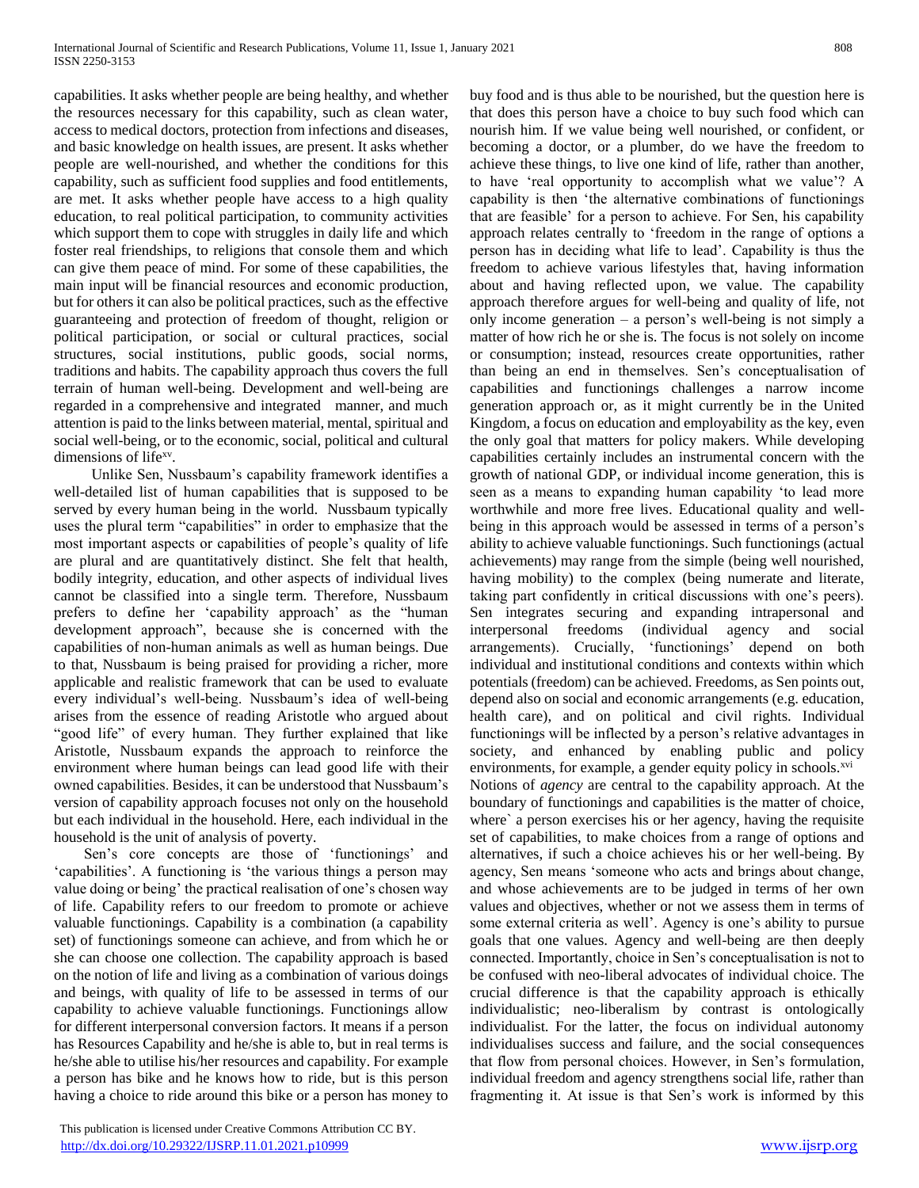capabilities. It asks whether people are being healthy, and whether the resources necessary for this capability, such as clean water, access to medical doctors, protection from infections and diseases, and basic knowledge on health issues, are present. It asks whether people are well-nourished, and whether the conditions for this capability, such as sufficient food supplies and food entitlements, are met. It asks whether people have access to a high quality education, to real political participation, to community activities which support them to cope with struggles in daily life and which foster real friendships, to religions that console them and which can give them peace of mind. For some of these capabilities, the main input will be financial resources and economic production, but for others it can also be political practices, such as the effective guaranteeing and protection of freedom of thought, religion or political participation, or social or cultural practices, social structures, social institutions, public goods, social norms, traditions and habits. The capability approach thus covers the full terrain of human well-being. Development and well-being are regarded in a comprehensive and integrated manner, and much attention is paid to the links between material, mental, spiritual and social well-being, or to the economic, social, political and cultural dimensions of life[xv].

Unlike Sen, Nussbaum's capability framework identifies a well-detailed list of human capabilities that is supposed to be served by every human being in the world. Nussbaum typically uses the plural term "capabilities" in order to emphasize that the most important aspects or capabilities of people's quality of life are plural and are quantitatively distinct. She felt that health, bodily integrity, education, and other aspects of individual lives cannot be classified into a single term. Therefore, Nussbaum prefers to define her 'capability approach' as the "human development approach", because she is concerned with the capabilities of non-human animals as well as human beings. Due to that, Nussbaum is being praised for providing a richer, more applicable and realistic framework that can be used to evaluate every individual's well-being. Nussbaum's idea of well-being arises from the essence of reading Aristotle who argued about "good life" of every human. They further explained that like Aristotle, Nussbaum expands the approach to reinforce the environment where human beings can lead good life with their owned capabilities. Besides, it can be understood that Nussbaum's version of capability approach focuses not only on the household but each individual in the household. Here, each individual in the household is the unit of analysis of poverty.

Sen's core concepts are those of 'functionings' and 'capabilities'. A functioning is 'the various things a person may value doing or being' the practical realisation of one's chosen way of life. Capability refers to our freedom to promote or achieve valuable functionings. Capability is a combination (a capability set) of functionings someone can achieve, and from which he or she can choose one collection. The capability approach is based on the notion of life and living as a combination of various doings and beings, with quality of life to be assessed in terms of our capability to achieve valuable functionings. Functionings allow for different interpersonal conversion factors. It means if a person has Resources Capability and he/she is able to, but in real terms is he/she able to utilise his/her resources and capability. For example a person has bike and he knows how to ride, but is this person having a choice to ride around this bike or a person has money to buy food and is thus able to be nourished, but the question here is that does this person have a choice to buy such food which can nourish him. If we value being well nourished, or confident, or becoming a doctor, or a plumber, do we have the freedom to achieve these things, to live one kind of life, rather than another, to have 'real opportunity to accomplish what we value'? A capability is then 'the alternative combinations of functionings that are feasible' for a person to achieve. For Sen, his capability approach relates centrally to 'freedom in the range of options a person has in deciding what life to lead'. Capability is thus the freedom to achieve various lifestyles that, having information about and having reflected upon, we value. The capability approach therefore argues for well-being and quality of life, not only income generation – a person's well-being is not simply a matter of how rich he or she is. The focus is not solely on income or consumption; instead, resources create opportunities, rather than being an end in themselves. Sen's conceptualisation of capabilities and functionings challenges a narrow income generation approach or, as it might currently be in the United Kingdom, a focus on education and employability as the key, even the only goal that matters for policy makers. While developing capabilities certainly includes an instrumental concern with the growth of national GDP, or individual income generation, this is seen as a means to expanding human capability 'to lead more worthwhile and more free lives. Educational quality and well-being in this approach would be assessed in terms of a person's ability to achieve valuable functionings. Such functionings (actual achievements) may range from the simple (being well nourished, having mobility) to the complex (being numerate and literate, taking part confidently in critical discussions with one's peers). Sen integrates securing and expanding intrapersonal and interpersonal freedoms (individual agency and social arrangements). Crucially, 'functionings' depend on both individual and institutional conditions and contexts within which potentials (freedom) can be achieved. Freedoms, as Sen points out, depend also on social and economic arrangements (e.g. education, health care), and on political and civil rights. Individual functionings will be inflected by a person's relative advantages in society, and enhanced by enabling public and policy environments, for example, a gender equity policy in schools.[xvi]

Notions of *agency* are central to the capability approach. At the boundary of functionings and capabilities is the matter of choice, where` a person exercises his or her agency, having the requisite set of capabilities, to make choices from a range of options and alternatives, if such a choice achieves his or her well-being. By agency, Sen means 'someone who acts and brings about change, and whose achievements are to be judged in terms of her own values and objectives, whether or not we assess them in terms of some external criteria as well'. Agency is one's ability to pursue goals that one values. Agency and well-being are then deeply connected. Importantly, choice in Sen's conceptualisation is not to be confused with neo-liberal advocates of individual choice. The crucial difference is that the capability approach is ethically individualistic; neo-liberalism by contrast is ontologically individualist. For the latter, the focus on individual autonomy individualises success and failure, and the social consequences that flow from personal choices. However, in Sen's formulation, individual freedom and agency strengthens social life, rather than fragmenting it. At issue is that Sen's work is informed by this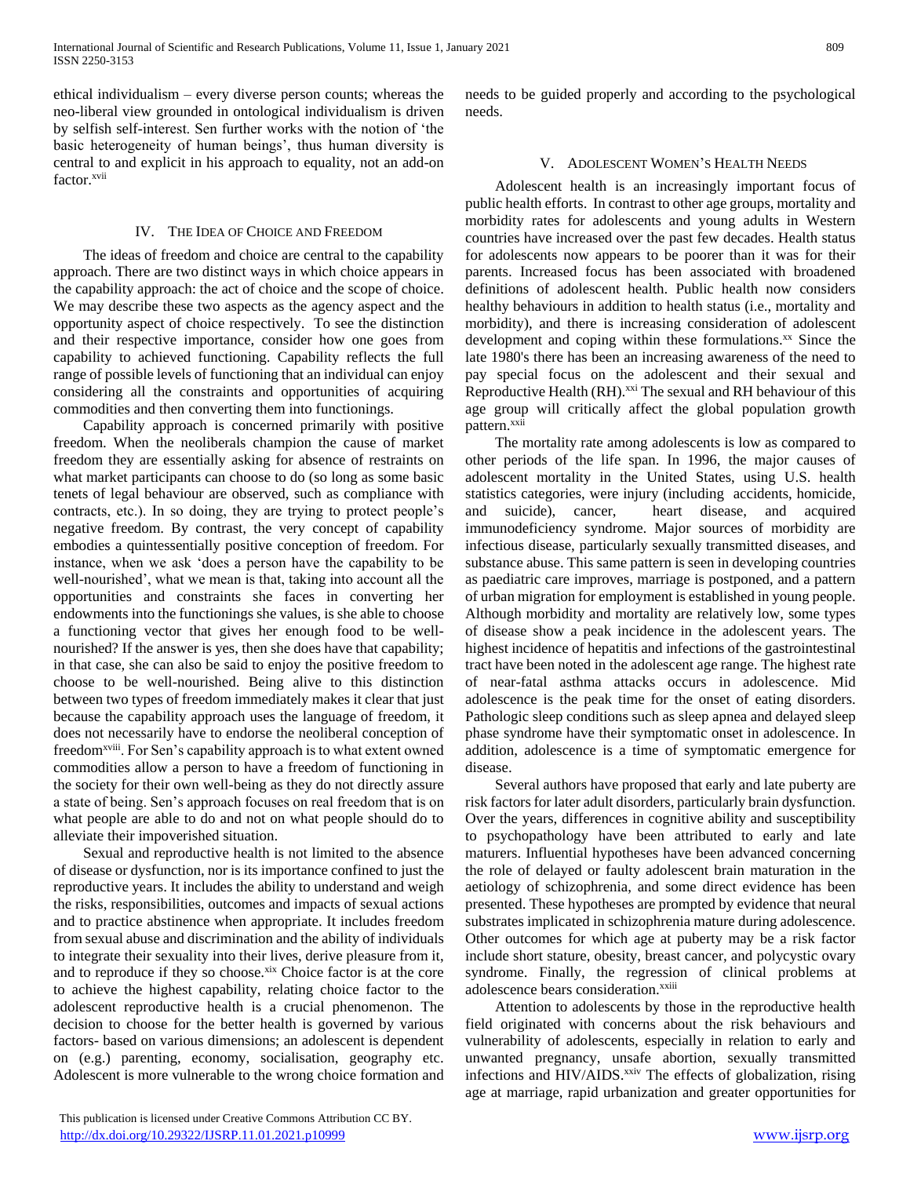ethical individualism – every diverse person counts; whereas the neo-liberal view grounded in ontological individualism is driven by selfish self-interest. Sen further works with the notion of 'the basic heterogeneity of human beings', thus human diversity is central to and explicit in his approach to equality, not an add-on factor.[xvii]

## IV. The Idea of Choice and Freedom

The ideas of freedom and choice are central to the capability approach. There are two distinct ways in which choice appears in the capability approach: the act of choice and the scope of choice. We may describe these two aspects as the agency aspect and the opportunity aspect of choice respectively. To see the distinction and their respective importance, consider how one goes from capability to achieved functioning. Capability reflects the full range of possible levels of functioning that an individual can enjoy considering all the constraints and opportunities of acquiring commodities and then converting them into functionings.

Capability approach is concerned primarily with positive freedom. When the neoliberals champion the cause of market freedom they are essentially asking for absence of restraints on what market participants can choose to do (so long as some basic tenets of legal behaviour are observed, such as compliance with contracts, etc.). In so doing, they are trying to protect people's negative freedom. By contrast, the very concept of capability embodies a quintessentially positive conception of freedom. For instance, when we ask 'does a person have the capability to be well-nourished', what we mean is that, taking into account all the opportunities and constraints she faces in converting her endowments into the functionings she values, is she able to choose a functioning vector that gives her enough food to be well-nourished? If the answer is yes, then she does have that capability; in that case, she can also be said to enjoy the positive freedom to choose to be well-nourished. Being alive to this distinction between two types of freedom immediately makes it clear that just because the capability approach uses the language of freedom, it does not necessarily have to endorse the neoliberal conception of freedom[xviii]. For Sen's capability approach is to what extent owned commodities allow a person to have a freedom of functioning in the society for their own well-being as they do not directly assure a state of being. Sen's approach focuses on real freedom that is on what people are able to do and not on what people should do to alleviate their impoverished situation.

Sexual and reproductive health is not limited to the absence of disease or dysfunction, nor is its importance confined to just the reproductive years. It includes the ability to understand and weigh the risks, responsibilities, outcomes and impacts of sexual actions and to practice abstinence when appropriate. It includes freedom from sexual abuse and discrimination and the ability of individuals to integrate their sexuality into their lives, derive pleasure from it, and to reproduce if they so choose.[xix] Choice factor is at the core to achieve the highest capability, relating choice factor to the adolescent reproductive health is a crucial phenomenon. The decision to choose for the better health is governed by various factors- based on various dimensions; an adolescent is dependent on (e.g.) parenting, economy, socialisation, geography etc. Adolescent is more vulnerable to the wrong choice formation and needs to be guided properly and according to the psychological needs.

## V. Adolescent Women's Health Needs

Adolescent health is an increasingly important focus of public health efforts. In contrast to other age groups, mortality and morbidity rates for adolescents and young adults in Western countries have increased over the past few decades. Health status for adolescents now appears to be poorer than it was for their parents. Increased focus has been associated with broadened definitions of adolescent health. Public health now considers healthy behaviours in addition to health status (i.e., mortality and morbidity), and there is increasing consideration of adolescent development and coping within these formulations.[xx] Since the late 1980's there has been an increasing awareness of the need to pay special focus on the adolescent and their sexual and Reproductive Health (RH).[xxi] The sexual and RH behaviour of this age group will critically affect the global population growth pattern.[xxii]

The mortality rate among adolescents is low as compared to other periods of the life span. In 1996, the major causes of adolescent mortality in the United States, using U.S. health statistics categories, were injury (including accidents, homicide, and suicide), cancer, heart disease, and acquired immunodeficiency syndrome. Major sources of morbidity are infectious disease, particularly sexually transmitted diseases, and substance abuse. This same pattern is seen in developing countries as paediatric care improves, marriage is postponed, and a pattern of urban migration for employment is established in young people. Although morbidity and mortality are relatively low, some types of disease show a peak incidence in the adolescent years. The highest incidence of hepatitis and infections of the gastrointestinal tract have been noted in the adolescent age range. The highest rate of near-fatal asthma attacks occurs in adolescence. Mid adolescence is the peak time for the onset of eating disorders. Pathologic sleep conditions such as sleep apnea and delayed sleep phase syndrome have their symptomatic onset in adolescence. In addition, adolescence is a time of symptomatic emergence for disease.

Several authors have proposed that early and late puberty are risk factors for later adult disorders, particularly brain dysfunction. Over the years, differences in cognitive ability and susceptibility to psychopathology have been attributed to early and late maturers. Influential hypotheses have been advanced concerning the role of delayed or faulty adolescent brain maturation in the aetiology of schizophrenia, and some direct evidence has been presented. These hypotheses are prompted by evidence that neural substrates implicated in schizophrenia mature during adolescence. Other outcomes for which age at puberty may be a risk factor include short stature, obesity, breast cancer, and polycystic ovary syndrome. Finally, the regression of clinical problems at adolescence bears consideration.[xxiii]

Attention to adolescents by those in the reproductive health field originated with concerns about the risk behaviours and vulnerability of adolescents, especially in relation to early and unwanted pregnancy, unsafe abortion, sexually transmitted infections and HIV/AIDS.[xxiv] The effects of globalization, rising age at marriage, rapid urbanization and greater opportunities for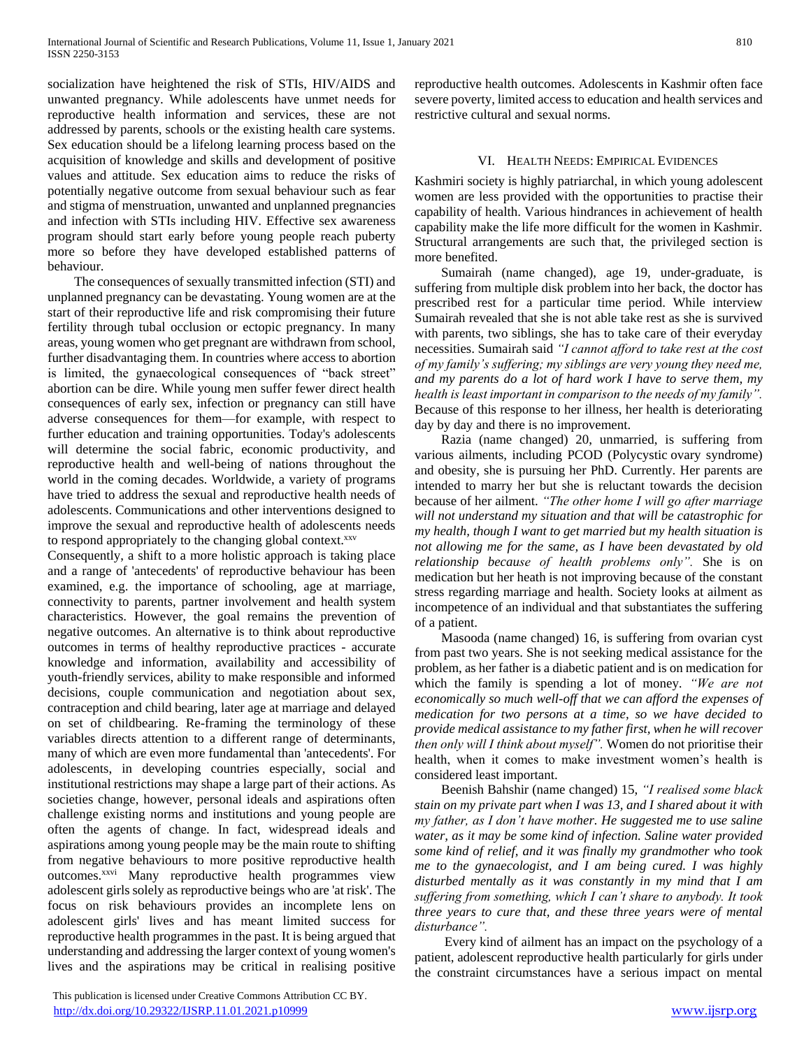socialization have heightened the risk of STIs, HIV/AIDS and unwanted pregnancy. While adolescents have unmet needs for reproductive health information and services, these are not addressed by parents, schools or the existing health care systems. Sex education should be a lifelong learning process based on the acquisition of knowledge and skills and development of positive values and attitude. Sex education aims to reduce the risks of potentially negative outcome from sexual behaviour such as fear and stigma of menstruation, unwanted and unplanned pregnancies and infection with STIs including HIV. Effective sex awareness program should start early before young people reach puberty more so before they have developed established patterns of behaviour.

The consequences of sexually transmitted infection (STI) and unplanned pregnancy can be devastating. Young women are at the start of their reproductive life and risk compromising their future fertility through tubal occlusion or ectopic pregnancy. In many areas, young women who get pregnant are withdrawn from school, further disadvantaging them. In countries where access to abortion is limited, the gynaecological consequences of "back street" abortion can be dire. While young men suffer fewer direct health consequences of early sex, infection or pregnancy can still have adverse consequences for them—for example, with respect to further education and training opportunities. Today's adolescents will determine the social fabric, economic productivity, and reproductive health and well-being of nations throughout the world in the coming decades. Worldwide, a variety of programs have tried to address the sexual and reproductive health needs of adolescents. Communications and other interventions designed to improve the sexual and reproductive health of adolescents needs to respond appropriately to the changing global context.[xxv]

Consequently, a shift to a more holistic approach is taking place and a range of 'antecedents' of reproductive behaviour has been examined, e.g. the importance of schooling, age at marriage, connectivity to parents, partner involvement and health system characteristics. However, the goal remains the prevention of negative outcomes. An alternative is to think about reproductive outcomes in terms of healthy reproductive practices - accurate knowledge and information, availability and accessibility of youth-friendly services, ability to make responsible and informed decisions, couple communication and negotiation about sex, contraception and child bearing, later age at marriage and delayed on set of childbearing. Re-framing the terminology of these variables directs attention to a different range of determinants, many of which are even more fundamental than 'antecedents'. For adolescents, in developing countries especially, social and institutional restrictions may shape a large part of their actions. As societies change, however, personal ideals and aspirations often challenge existing norms and institutions and young people are often the agents of change. In fact, widespread ideals and aspirations among young people may be the main route to shifting from negative behaviours to more positive reproductive health outcomes.[xxvi] Many reproductive health programmes view adolescent girls solely as reproductive beings who are 'at risk'. The focus on risk behaviours provides an incomplete lens on adolescent girls' lives and has meant limited success for reproductive health programmes in the past. It is being argued that understanding and addressing the larger context of young women's lives and the aspirations may be critical in realising positive reproductive health outcomes. Adolescents in Kashmir often face severe poverty, limited access to education and health services and restrictive cultural and sexual norms.

## VI. Health Needs: Empirical Evidences

Kashmiri society is highly patriarchal, in which young adolescent women are less provided with the opportunities to practise their capability of health. Various hindrances in achievement of health capability make the life more difficult for the women in Kashmir. Structural arrangements are such that, the privileged section is more benefited.

Sumairah (name changed), age 19, under-graduate, is suffering from multiple disk problem into her back, the doctor has prescribed rest for a particular time period. While interview Sumairah revealed that she is not able take rest as she is survived with parents, two siblings, she has to take care of their everyday necessities. Sumairah said *"I cannot afford to take rest at the cost of my family's suffering; my siblings are very young they need me, and my parents do a lot of hard work I have to serve them, my health is least important in comparison to the needs of my family".* Because of this response to her illness, her health is deteriorating day by day and there is no improvement.

Razia (name changed) 20, unmarried, is suffering from various ailments, including PCOD (Polycystic ovary syndrome) and obesity, she is pursuing her PhD. Currently. Her parents are intended to marry her but she is reluctant towards the decision because of her ailment. *"The other home I will go after marriage will not understand my situation and that will be catastrophic for my health, though I want to get married but my health situation is not allowing me for the same, as I have been devastated by old relationship because of health problems only".* She is on medication but her heath is not improving because of the constant stress regarding marriage and health. Society looks at ailment as incompetence of an individual and that substantiates the suffering of a patient.

Masooda (name changed) 16, is suffering from ovarian cyst from past two years. She is not seeking medical assistance for the problem, as her father is a diabetic patient and is on medication for which the family is spending a lot of money. *"We are not economically so much well-off that we can afford the expenses of medication for two persons at a time, so we have decided to provide medical assistance to my father first, when he will recover then only will I think about myself".* Women do not prioritise their health, when it comes to make investment women's health is considered least important.

Beenish Bahshir (name changed) 15, *"I realised some black stain on my private part when I was 13, and I shared about it with my father, as I don't have mother. He suggested me to use saline water, as it may be some kind of infection. Saline water provided some kind of relief, and it was finally my grandmother who took me to the gynaecologist, and I am being cured. I was highly disturbed mentally as it was constantly in my mind that I am suffering from something, which I can't share to anybody. It took three years to cure that, and these three years were of mental disturbance".*

Every kind of ailment has an impact on the psychology of a patient, adolescent reproductive health particularly for girls under the constraint circumstances have a serious impact on mental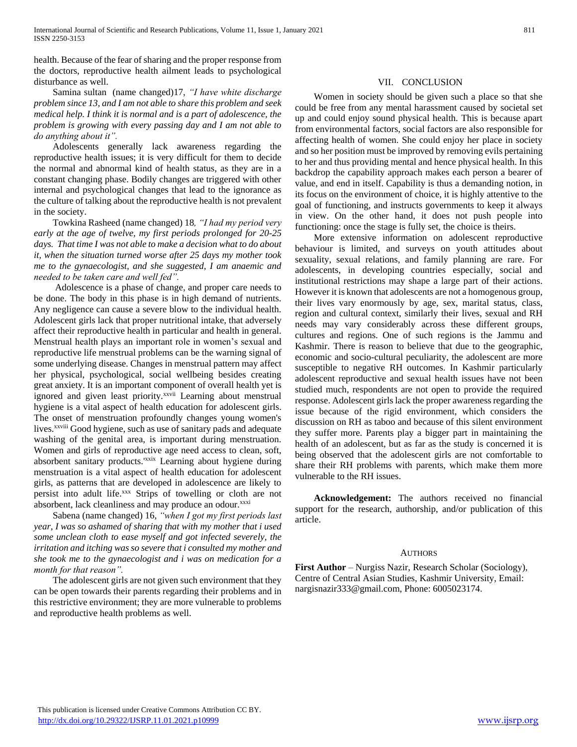health. Because of the fear of sharing and the proper response from the doctors, reproductive health ailment leads to psychological disturbance as well.

Samina sultan (name changed)17, *"I have white discharge problem since 13, and I am not able to share this problem and seek medical help. I think it is normal and is a part of adolescence, the problem is growing with every passing day and I am not able to do anything about it".*

Adolescents generally lack awareness regarding the reproductive health issues; it is very difficult for them to decide the normal and abnormal kind of health status, as they are in a constant changing phase. Bodily changes are triggered with other internal and psychological changes that lead to the ignorance as the culture of talking about the reproductive health is not prevalent in the society.

Towkina Rasheed (name changed) 18*, "I had my period very early at the age of twelve, my first periods prolonged for 20-25 days. That time I was not able to make a decision what to do about it, when the situation turned worse after 25 days my mother took me to the gynaecologist, and she suggested, I am anaemic and needed to be taken care and well fed".*

Adolescence is a phase of change, and proper care needs to be done. The body in this phase is in high demand of nutrients. Any negligence can cause a severe blow to the individual health. Adolescent girls lack that proper nutritional intake, that adversely affect their reproductive health in particular and health in general. Menstrual health plays an important role in women's sexual and reproductive life menstrual problems can be the warning signal of some underlying disease. Changes in menstrual pattern may affect her physical, psychological, social wellbeing besides creating great anxiety. It is an important component of overall health yet is ignored and given least priority.[xxvii] Learning about menstrual hygiene is a vital aspect of health education for adolescent girls. The onset of menstruation profoundly changes young women's lives.[xxviii] Good hygiene, such as use of sanitary pads and adequate washing of the genital area, is important during menstruation. Women and girls of reproductive age need access to clean, soft, absorbent sanitary products.[xxix] Learning about hygiene during menstruation is a vital aspect of health education for adolescent girls, as patterns that are developed in adolescence are likely to persist into adult life.[xxx] Strips of towelling or cloth are not absorbent, lack cleanliness and may produce an odour.[xxxi]

Sabena (name changed) 16, *"when I got my first periods last year, I was so ashamed of sharing that with my mother that i used some unclean cloth to ease myself and got infected severely, the irritation and itching was so severe that i consulted my mother and she took me to the gynaecologist and i was on medication for a month for that reason".*

The adolescent girls are not given such environment that they can be open towards their parents regarding their problems and in this restrictive environment; they are more vulnerable to problems and reproductive health problems as well.

## VII. CONCLUSION

Women in society should be given such a place so that she could be free from any mental harassment caused by societal set up and could enjoy sound physical health. This is because apart from environmental factors, social factors are also responsible for affecting health of women. She could enjoy her place in society and so her position must be improved by removing evils pertaining to her and thus providing mental and hence physical health. In this backdrop the capability approach makes each person a bearer of value, and end in itself. Capability is thus a demanding notion, in its focus on the environment of choice, it is highly attentive to the goal of functioning, and instructs governments to keep it always in view. On the other hand, it does not push people into functioning: once the stage is fully set, the choice is theirs.

More extensive information on adolescent reproductive behaviour is limited, and surveys on youth attitudes about sexuality, sexual relations, and family planning are rare. For adolescents, in developing countries especially, social and institutional restrictions may shape a large part of their actions. However it is known that adolescents are not a homogenous group, their lives vary enormously by age, sex, marital status, class, region and cultural context, similarly their lives, sexual and RH needs may vary considerably across these different groups, cultures and regions. One of such regions is the Jammu and Kashmir. There is reason to believe that due to the geographic, economic and socio-cultural peculiarity, the adolescent are more susceptible to negative RH outcomes. In Kashmir particularly adolescent reproductive and sexual health issues have not been studied much, respondents are not open to provide the required response. Adolescent girls lack the proper awareness regarding the issue because of the rigid environment, which considers the discussion on RH as taboo and because of this silent environment they suffer more. Parents play a bigger part in maintaining the health of an adolescent, but as far as the study is concerned it is being observed that the adolescent girls are not comfortable to share their RH problems with parents, which make them more vulnerable to the RH issues.

**Acknowledgement:** The authors received no financial support for the research, authorship, and/or publication of this article.

### AUTHORS

**First Author** – Nurgiss Nazir, Research Scholar (Sociology), Centre of Central Asian Studies, Kashmir University, Email: nargisnazir333@gmail.com, Phone: 6005023174.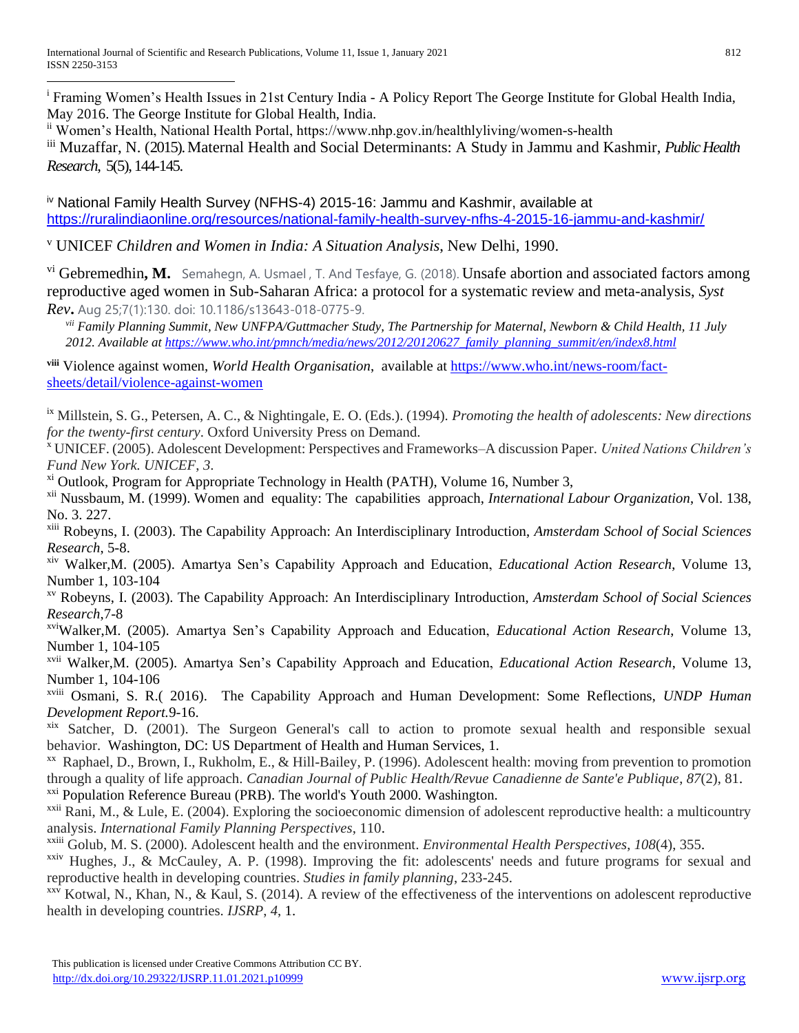[i] Framing Women's Health Issues in 21st Century India - A Policy Report The George Institute for Global Health India, May 2016. The George Institute for Global Health, India.

[ii] Women's Health, National Health Portal, https://www.nhp.gov.in/healthlyliving/women-s-health

[iii] Muzaffar, N. (2015). Maternal Health and Social Determinants: A Study in Jammu and Kashmir, *Public Health Research*, 5(5), 144-145.

[iv] National Family Health Survey (NFHS-4) 2015-16: Jammu and Kashmir, available at https://ruralindiaonline.org/resources/national-family-health-survey-nfhs-4-2015-16-jammu-and-kashmir/

[v] UNICEF *Children and Women in India: A Situation Analysis*, New Delhi, 1990.

[vi] Gebremedhin, **M.** Semahegn, A. Usmael, T. And Tesfaye, G. (2018). Unsafe abortion and associated factors among reproductive aged women in Sub-Saharan Africa: a protocol for a systematic review and meta-analysis, *Syst Rev*. Aug 25;7(1):130. doi: 10.1186/s13643-018-0775-9.

[vii] *Family Planning Summit, New UNFPA/Guttmacher Study, The Partnership for Maternal, Newborn & Child Health, 11 July 2012. Available at https://www.who.int/pmnch/media/news/2012/20120627_family_planning_summit/en/index8.html*

[viii] Violence against women, *World Health Organisation*, available at https://www.who.int/news-room/fact-sheets/detail/violence-against-women

[ix] Millstein, S. G., Petersen, A. C., & Nightingale, E. O. (Eds.). (1994). *Promoting the health of adolescents: New directions for the twenty-first century*. Oxford University Press on Demand.

[x] UNICEF. (2005). Adolescent Development: Perspectives and Frameworks–A discussion Paper. *United Nations Children's Fund New York. UNICEF, 3*.

[xi] Outlook, Program for Appropriate Technology in Health (PATH), Volume 16, Number 3,

[xii] Nussbaum, M. (1999). Women and equality: The capabilities approach, *International Labour Organization*, Vol. 138, No. 3. 227.

[xiii] Robeyns, I. (2003). The Capability Approach: An Interdisciplinary Introduction, *Amsterdam School of Social Sciences Research*, 5-8.

[xiv] Walker,M. (2005). Amartya Sen's Capability Approach and Education, *Educational Action Research*, Volume 13, Number 1, 103-104

[xv] Robeyns, I. (2003). The Capability Approach: An Interdisciplinary Introduction, *Amsterdam School of Social Sciences Research*,7-8

[xvi] Walker,M. (2005). Amartya Sen's Capability Approach and Education, *Educational Action Research*, Volume 13, Number 1, 104-105

[xvii] Walker,M. (2005). Amartya Sen's Capability Approach and Education, *Educational Action Research*, Volume 13, Number 1, 104-106

[xviii] Osmani, S. R.( 2016). The Capability Approach and Human Development: Some Reflections, *UNDP Human Development Report*.9-16.

[xix] Satcher, D. (2001). The Surgeon General's call to action to promote sexual health and responsible sexual behavior. Washington, DC: US Department of Health and Human Services, 1.

[xx] Raphael, D., Brown, I., Rukholm, E., & Hill-Bailey, P. (1996). Adolescent health: moving from prevention to promotion through a quality of life approach. *Canadian Journal of Public Health/Revue Canadienne de Sante'e Publique*, *87*(2), 81.

[xxi] Population Reference Bureau (PRB). The world's Youth 2000. Washington.

[xxii] Rani, M., & Lule, E. (2004). Exploring the socioeconomic dimension of adolescent reproductive health: a multicountry analysis. *International Family Planning Perspectives*, 110.

[xxiii] Golub, M. S. (2000). Adolescent health and the environment. *Environmental Health Perspectives*, *108*(4), 355.

[xxiv] Hughes, J., & McCauley, A. P. (1998). Improving the fit: adolescents' needs and future programs for sexual and reproductive health in developing countries. *Studies in family planning*, 233-245.

[xxv] Kotwal, N., Khan, N., & Kaul, S. (2014). A review of the effectiveness of the interventions on adolescent reproductive health in developing countries. *IJSRP*, *4*, 1.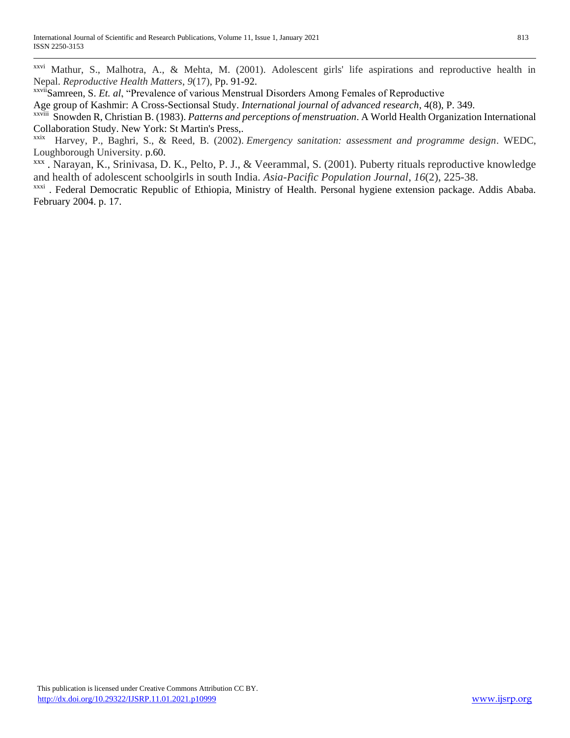[xxvi] Mathur, S., Malhotra, A., & Mehta, M. (2001). Adolescent girls' life aspirations and reproductive health in Nepal. *Reproductive Health Matters*, *9*(17), Pp. 91-92.

[xxvii]Samreen, S. *Et. al*, "Prevalence of various Menstrual Disorders Among Females of Reproductive Age group of Kashmir: A Cross-Sectionsal Study. *International journal of advanced research*, 4(8), P. 349.

[xxviii] Snowden R, Christian B. (1983). *Patterns and perceptions of menstruation*. A World Health Organization International Collaboration Study. New York: St Martin's Press,.

[xxix] Harvey, P., Baghri, S., & Reed, B. (2002). *Emergency sanitation: assessment and programme design*. WEDC, Loughborough University. p.60.

[xxx] . Narayan, K., Srinivasa, D. K., Pelto, P. J., & Veerammal, S. (2001). Puberty rituals reproductive knowledge and health of adolescent schoolgirls in south India. *Asia-Pacific Population Journal*, *16*(2), 225-38.

[xxxi] . Federal Democratic Republic of Ethiopia, Ministry of Health. Personal hygiene extension package. Addis Ababa. February 2004. p. 17.